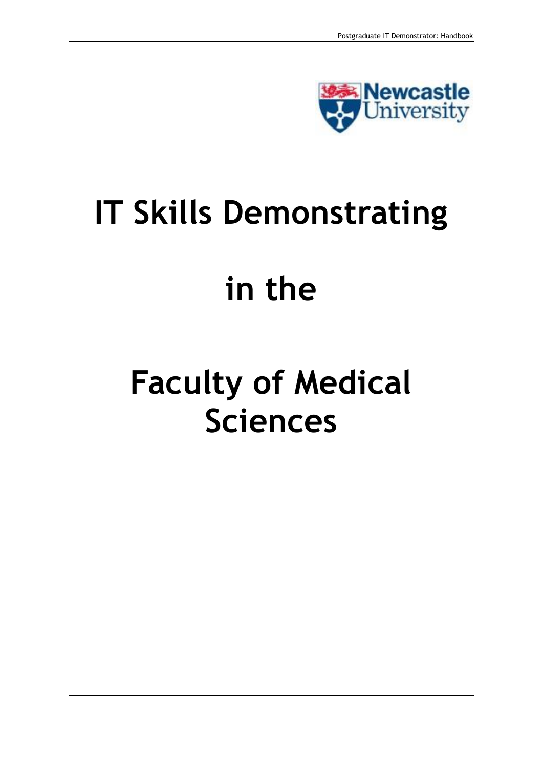# IT Skills Demonstrating in the Faculty of Medical Sciences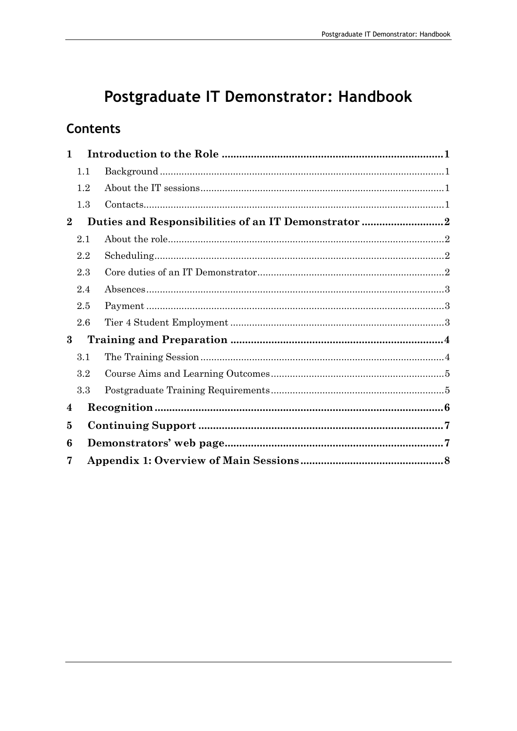# Postgraduate IT Demonstrator: Handbook

## Contents

1 Introduction to the Role ........ 1
- 1.1 Background ........ 1
- 1.2 About the IT sessions ........ 1
- 1.3 Contacts ........ 1

2 Duties and Responsibilities of an IT Demonstrator ........ 2
- 2.1 About the role ........ 2
- 2.2 Scheduling ........ 2
- 2.3 Core duties of an IT Demonstrator ........ 2
- 2.4 Absences ........ 3
- 2.5 Payment ........ 3
- 2.6 Tier 4 Student Employment ........ 3

3 Training and Preparation ........ 4
- 3.1 The Training Session ........ 4
- 3.2 Course Aims and Learning Outcomes ........ 5
- 3.3 Postgraduate Training Requirements ........ 5

4 Recognition ........ 6

5 Continuing Support ........ 7

6 Demonstrators' web page ........ 7

7 Appendix 1: Overview of Main Sessions ........ 8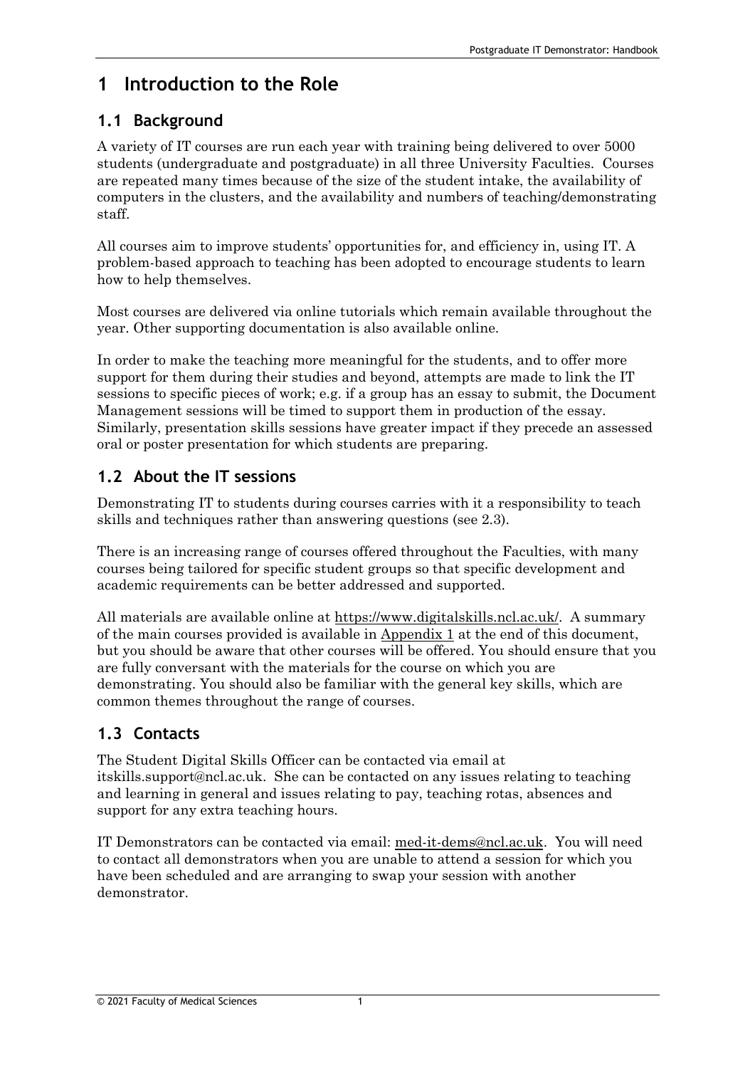# 1 Introduction to the Role

## 1.1 Background

A variety of IT courses are run each year with training being delivered to over 5000 students (undergraduate and postgraduate) in all three University Faculties. Courses are repeated many times because of the size of the student intake, the availability of computers in the clusters, and the availability and numbers of teaching/demonstrating staff.

All courses aim to improve students' opportunities for, and efficiency in, using IT. A problem-based approach to teaching has been adopted to encourage students to learn how to help themselves.

Most courses are delivered via online tutorials which remain available throughout the year. Other supporting documentation is also available online.

In order to make the teaching more meaningful for the students, and to offer more support for them during their studies and beyond, attempts are made to link the IT sessions to specific pieces of work; e.g. if a group has an essay to submit, the Document Management sessions will be timed to support them in production of the essay. Similarly, presentation skills sessions have greater impact if they precede an assessed oral or poster presentation for which students are preparing.

## 1.2 About the IT sessions

Demonstrating IT to students during courses carries with it a responsibility to teach skills and techniques rather than answering questions (see 2.3).

There is an increasing range of courses offered throughout the Faculties, with many courses being tailored for specific student groups so that specific development and academic requirements can be better addressed and supported.

All materials are available online at https://www.digitalskills.ncl.ac.uk/. A summary of the main courses provided is available in Appendix 1 at the end of this document, but you should be aware that other courses will be offered. You should ensure that you are fully conversant with the materials for the course on which you are demonstrating. You should also be familiar with the general key skills, which are common themes throughout the range of courses.

## 1.3 Contacts

The Student Digital Skills Officer can be contacted via email at itskills.support@ncl.ac.uk. She can be contacted on any issues relating to teaching and learning in general and issues relating to pay, teaching rotas, absences and support for any extra teaching hours.

IT Demonstrators can be contacted via email: med-it-dems@ncl.ac.uk. You will need to contact all demonstrators when you are unable to attend a session for which you have been scheduled and are arranging to swap your session with another demonstrator.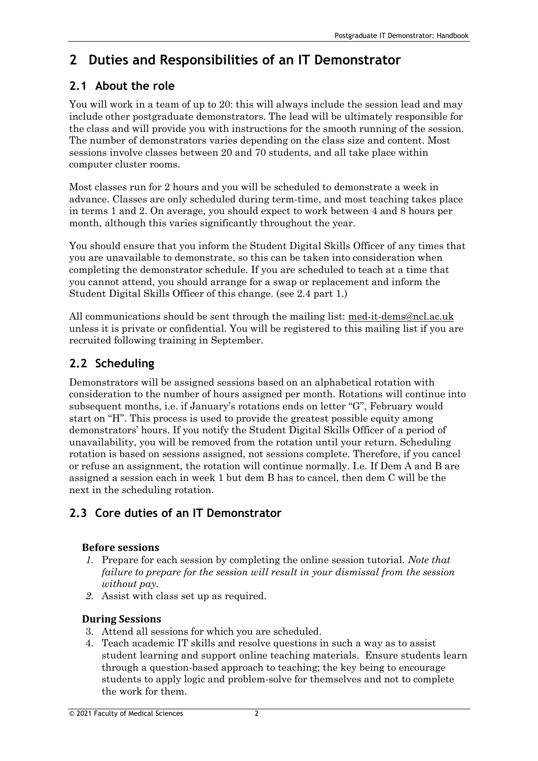# 2 Duties and Responsibilities of an IT Demonstrator

## 2.1 About the role

You will work in a team of up to 20: this will always include the session lead and may include other postgraduate demonstrators. The lead will be ultimately responsible for the class and will provide you with instructions for the smooth running of the session. The number of demonstrators varies depending on the class size and content. Most sessions involve classes between 20 and 70 students, and all take place within computer cluster rooms.

Most classes run for 2 hours and you will be scheduled to demonstrate a week in advance. Classes are only scheduled during term-time, and most teaching takes place in terms 1 and 2. On average, you should expect to work between 4 and 8 hours per month, although this varies significantly throughout the year.

You should ensure that you inform the Student Digital Skills Officer of any times that you are unavailable to demonstrate, so this can be taken into consideration when completing the demonstrator schedule. If you are scheduled to teach at a time that you cannot attend, you should arrange for a swap or replacement and inform the Student Digital Skills Officer of this change. (see 2.4 part 1.)

All communications should be sent through the mailing list: med-it-dems@ncl.ac.uk unless it is private or confidential. You will be registered to this mailing list if you are recruited following training in September.

## 2.2 Scheduling

Demonstrators will be assigned sessions based on an alphabetical rotation with consideration to the number of hours assigned per month. Rotations will continue into subsequent months, i.e. if January's rotations ends on letter "G", February would start on "H". This process is used to provide the greatest possible equity among demonstrators' hours. If you notify the Student Digital Skills Officer of a period of unavailability, you will be removed from the rotation until your return. Scheduling rotation is based on sessions assigned, not sessions complete. Therefore, if you cancel or refuse an assignment, the rotation will continue normally. I.e. If Dem A and B are assigned a session each in week 1 but dem B has to cancel, then dem C will be the next in the scheduling rotation.

## 2.3 Core duties of an IT Demonstrator

### Before sessions

1. Prepare for each session by completing the online session tutorial. *Note that failure to prepare for the session will result in your dismissal from the session without pay.*
2. Assist with class set up as required.

### During Sessions

3. Attend all sessions for which you are scheduled.
4. Teach academic IT skills and resolve questions in such a way as to assist student learning and support online teaching materials. Ensure students learn through a question-based approach to teaching; the key being to encourage students to apply logic and problem-solve for themselves and not to complete the work for them.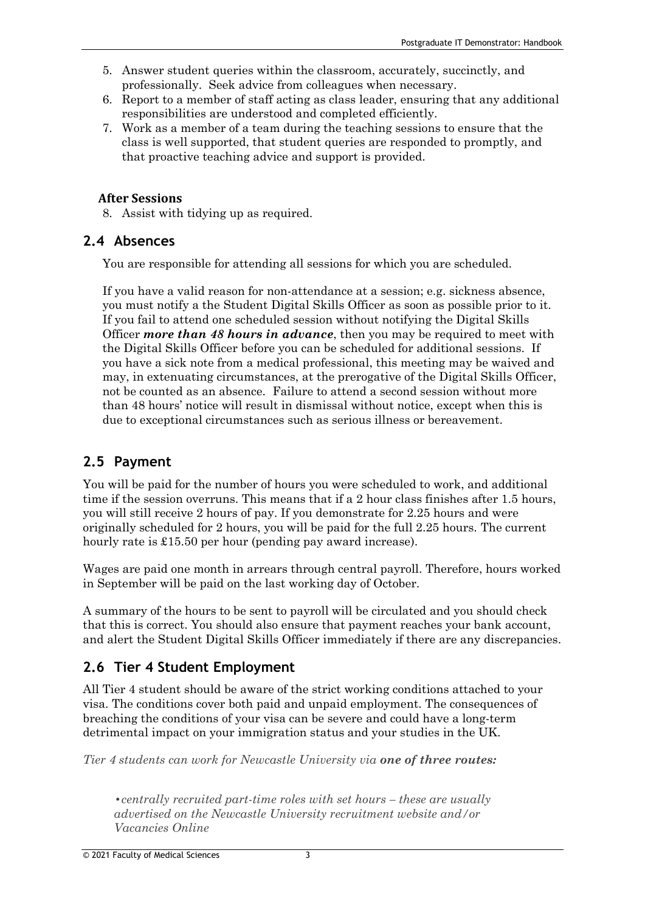5. Answer student queries within the classroom, accurately, succinctly, and professionally. Seek advice from colleagues when necessary.
6. Report to a member of staff acting as class leader, ensuring that any additional responsibilities are understood and completed efficiently.
7. Work as a member of a team during the teaching sessions to ensure that the class is well supported, that student queries are responded to promptly, and that proactive teaching advice and support is provided.

#### After Sessions

8. Assist with tidying up as required.

### 2.4 Absences

You are responsible for attending all sessions for which you are scheduled.

If you have a valid reason for non-attendance at a session; e.g. sickness absence, you must notify a the Student Digital Skills Officer as soon as possible prior to it. If you fail to attend one scheduled session without notifying the Digital Skills Officer ***more than 48 hours in advance***, then you may be required to meet with the Digital Skills Officer before you can be scheduled for additional sessions. If you have a sick note from a medical professional, this meeting may be waived and may, in extenuating circumstances, at the prerogative of the Digital Skills Officer, not be counted as an absence. Failure to attend a second session without more than 48 hours' notice will result in dismissal without notice, except when this is due to exceptional circumstances such as serious illness or bereavement.

### 2.5 Payment

You will be paid for the number of hours you were scheduled to work, and additional time if the session overruns. This means that if a 2 hour class finishes after 1.5 hours, you will still receive 2 hours of pay. If you demonstrate for 2.25 hours and were originally scheduled for 2 hours, you will be paid for the full 2.25 hours. The current hourly rate is £15.50 per hour (pending pay award increase).

Wages are paid one month in arrears through central payroll. Therefore, hours worked in September will be paid on the last working day of October.

A summary of the hours to be sent to payroll will be circulated and you should check that this is correct. You should also ensure that payment reaches your bank account, and alert the Student Digital Skills Officer immediately if there are any discrepancies.

### 2.6 Tier 4 Student Employment

All Tier 4 student should be aware of the strict working conditions attached to your visa. The conditions cover both paid and unpaid employment. The consequences of breaching the conditions of your visa can be severe and could have a long-term detrimental impact on your immigration status and your studies in the UK.

*Tier 4 students can work for Newcastle University via* ***one of three routes:***

*• centrally recruited part-time roles with set hours – these are usually advertised on the Newcastle University recruitment website and/or Vacancies Online*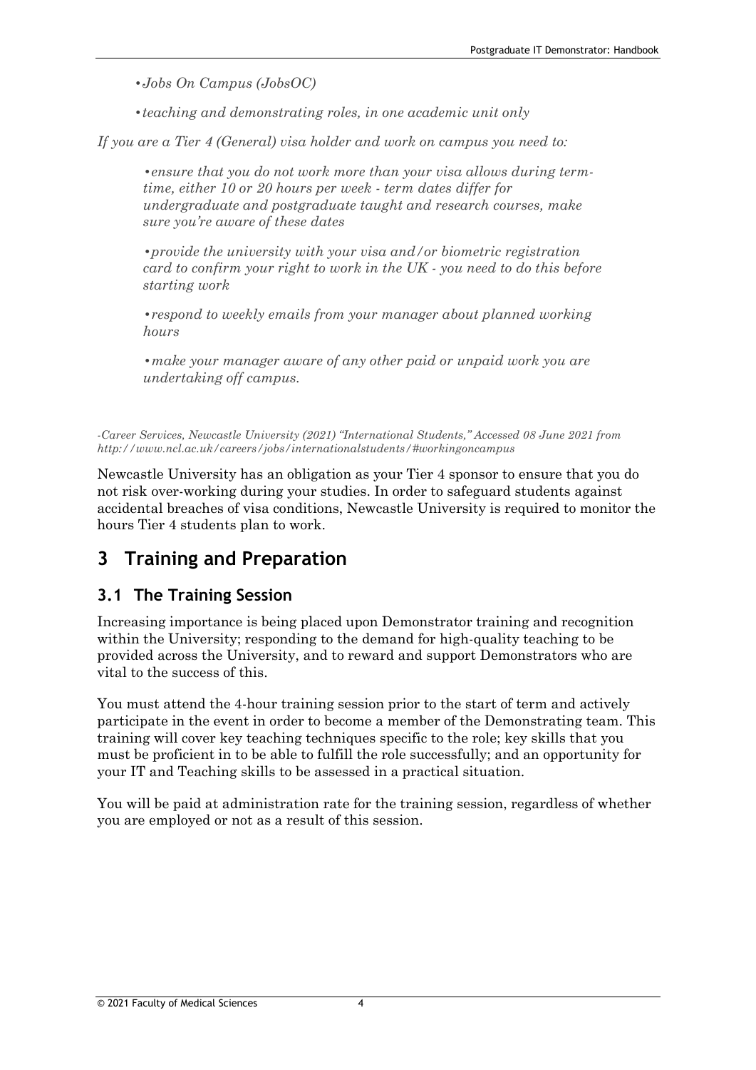- *Jobs On Campus (JobsOC)*
- *teaching and demonstrating roles, in one academic unit only*

*If you are a Tier 4 (General) visa holder and work on campus you need to:*

> - *ensure that you do not work more than your visa allows during term-time, either 10 or 20 hours per week - term dates differ for undergraduate and postgraduate taught and research courses, make sure you're aware of these dates*
> - *provide the university with your visa and/or biometric registration card to confirm your right to work in the UK - you need to do this before starting work*
> - *respond to weekly emails from your manager about planned working hours*
> - *make your manager aware of any other paid or unpaid work you are undertaking off campus.*

*-Career Services, Newcastle University (2021) "International Students," Accessed 08 June 2021 from http://www.ncl.ac.uk/careers/jobs/internationalstudents/#workingoncampus*

Newcastle University has an obligation as your Tier 4 sponsor to ensure that you do not risk over-working during your studies. In order to safeguard students against accidental breaches of visa conditions, Newcastle University is required to monitor the hours Tier 4 students plan to work.

# 3 Training and Preparation

## 3.1 The Training Session

Increasing importance is being placed upon Demonstrator training and recognition within the University; responding to the demand for high-quality teaching to be provided across the University, and to reward and support Demonstrators who are vital to the success of this.

You must attend the 4-hour training session prior to the start of term and actively participate in the event in order to become a member of the Demonstrating team. This training will cover key teaching techniques specific to the role; key skills that you must be proficient in to be able to fulfill the role successfully; and an opportunity for your IT and Teaching skills to be assessed in a practical situation.

You will be paid at administration rate for the training session, regardless of whether you are employed or not as a result of this session.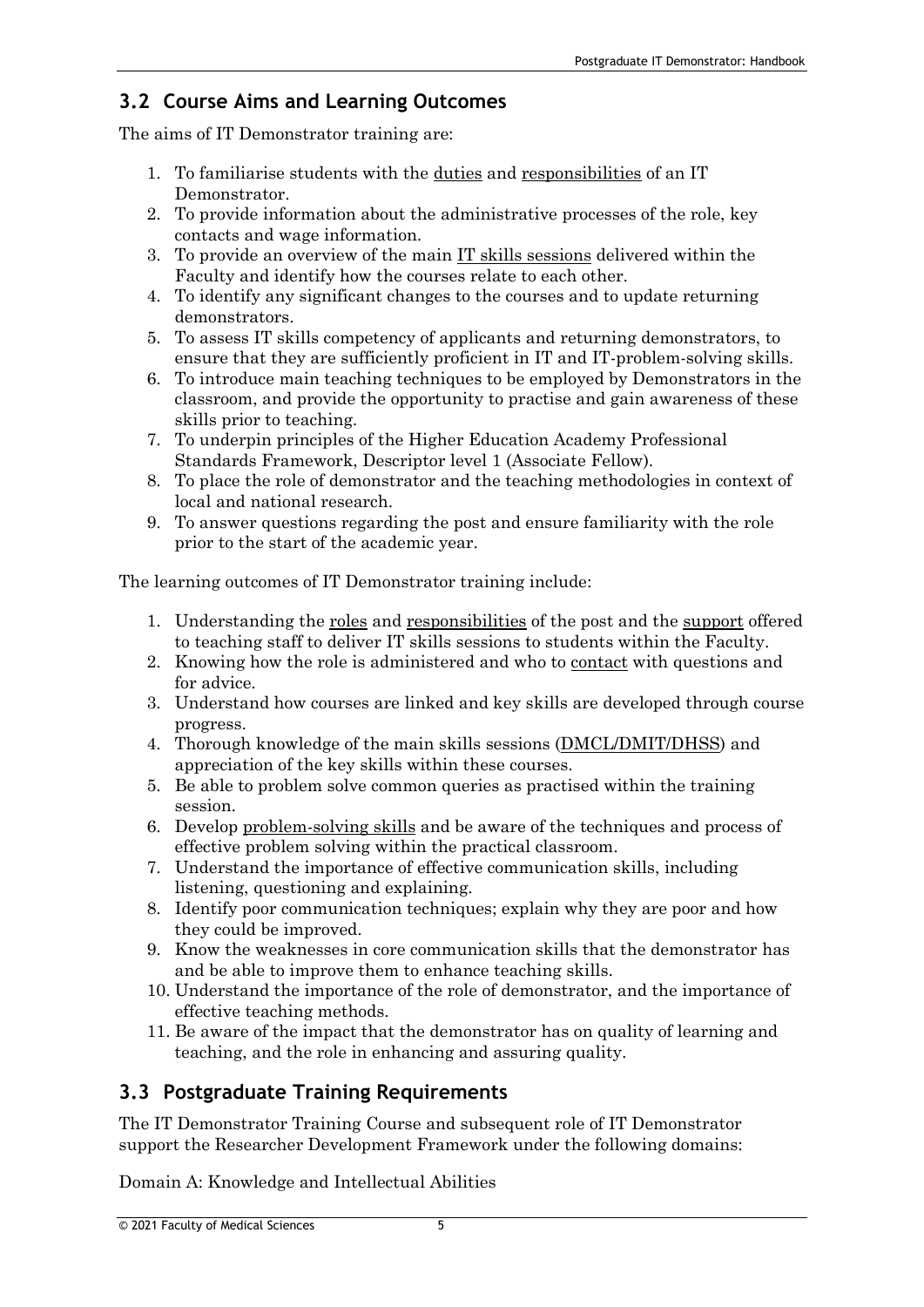## 3.2 Course Aims and Learning Outcomes

The aims of IT Demonstrator training are:

1. To familiarise students with the duties and responsibilities of an IT Demonstrator.
2. To provide information about the administrative processes of the role, key contacts and wage information.
3. To provide an overview of the main IT skills sessions delivered within the Faculty and identify how the courses relate to each other.
4. To identify any significant changes to the courses and to update returning demonstrators.
5. To assess IT skills competency of applicants and returning demonstrators, to ensure that they are sufficiently proficient in IT and IT-problem-solving skills.
6. To introduce main teaching techniques to be employed by Demonstrators in the classroom, and provide the opportunity to practise and gain awareness of these skills prior to teaching.
7. To underpin principles of the Higher Education Academy Professional Standards Framework, Descriptor level 1 (Associate Fellow).
8. To place the role of demonstrator and the teaching methodologies in context of local and national research.
9. To answer questions regarding the post and ensure familiarity with the role prior to the start of the academic year.

The learning outcomes of IT Demonstrator training include:

1. Understanding the roles and responsibilities of the post and the support offered to teaching staff to deliver IT skills sessions to students within the Faculty.
2. Knowing how the role is administered and who to contact with questions and for advice.
3. Understand how courses are linked and key skills are developed through course progress.
4. Thorough knowledge of the main skills sessions (DMCL/DMIT/DHSS) and appreciation of the key skills within these courses.
5. Be able to problem solve common queries as practised within the training session.
6. Develop problem-solving skills and be aware of the techniques and process of effective problem solving within the practical classroom.
7. Understand the importance of effective communication skills, including listening, questioning and explaining.
8. Identify poor communication techniques; explain why they are poor and how they could be improved.
9. Know the weaknesses in core communication skills that the demonstrator has and be able to improve them to enhance teaching skills.
10. Understand the importance of the role of demonstrator, and the importance of effective teaching methods.
11. Be aware of the impact that the demonstrator has on quality of learning and teaching, and the role in enhancing and assuring quality.

## 3.3 Postgraduate Training Requirements

The IT Demonstrator Training Course and subsequent role of IT Demonstrator support the Researcher Development Framework under the following domains:

Domain A: Knowledge and Intellectual Abilities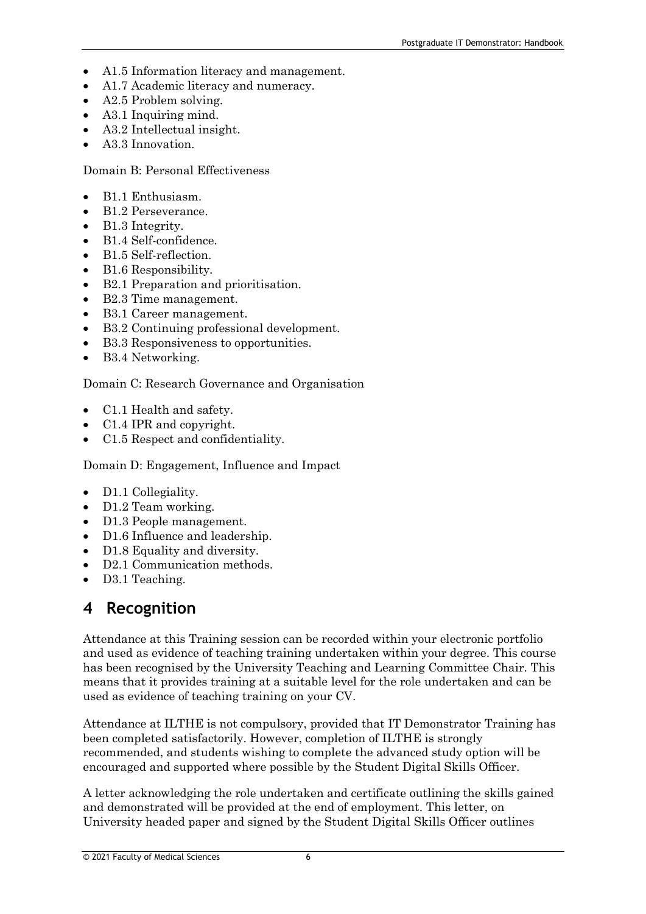- A1.5 Information literacy and management.
- A1.7 Academic literacy and numeracy.
- A2.5 Problem solving.
- A3.1 Inquiring mind.
- A3.2 Intellectual insight.
- A3.3 Innovation.

Domain B: Personal Effectiveness

- B1.1 Enthusiasm.
- B1.2 Perseverance.
- B1.3 Integrity.
- B1.4 Self-confidence.
- B1.5 Self-reflection.
- B1.6 Responsibility.
- B2.1 Preparation and prioritisation.
- B2.3 Time management.
- B3.1 Career management.
- B3.2 Continuing professional development.
- B3.3 Responsiveness to opportunities.
- B3.4 Networking.

Domain C: Research Governance and Organisation

- C1.1 Health and safety.
- C1.4 IPR and copyright.
- C1.5 Respect and confidentiality.

Domain D: Engagement, Influence and Impact

- D1.1 Collegiality.
- D1.2 Team working.
- D1.3 People management.
- D1.6 Influence and leadership.
- D1.8 Equality and diversity.
- D2.1 Communication methods.
- D3.1 Teaching.

# 4 Recognition

Attendance at this Training session can be recorded within your electronic portfolio and used as evidence of teaching training undertaken within your degree. This course has been recognised by the University Teaching and Learning Committee Chair. This means that it provides training at a suitable level for the role undertaken and can be used as evidence of teaching training on your CV.

Attendance at ILTHE is not compulsory, provided that IT Demonstrator Training has been completed satisfactorily. However, completion of ILTHE is strongly recommended, and students wishing to complete the advanced study option will be encouraged and supported where possible by the Student Digital Skills Officer.

A letter acknowledging the role undertaken and certificate outlining the skills gained and demonstrated will be provided at the end of employment. This letter, on University headed paper and signed by the Student Digital Skills Officer outlines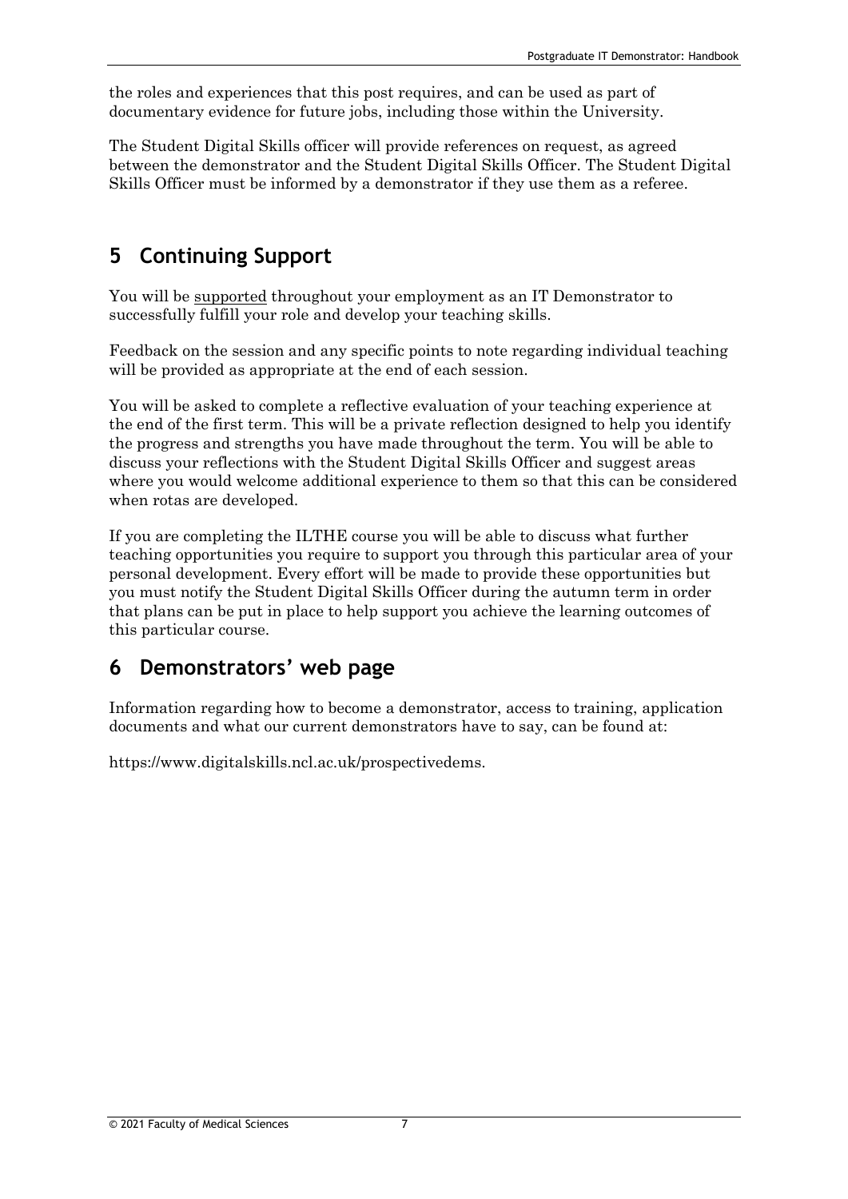the roles and experiences that this post requires, and can be used as part of documentary evidence for future jobs, including those within the University.

The Student Digital Skills officer will provide references on request, as agreed between the demonstrator and the Student Digital Skills Officer. The Student Digital Skills Officer must be informed by a demonstrator if they use them as a referee.

## 5 Continuing Support

You will be supported throughout your employment as an IT Demonstrator to successfully fulfill your role and develop your teaching skills.

Feedback on the session and any specific points to note regarding individual teaching will be provided as appropriate at the end of each session.

You will be asked to complete a reflective evaluation of your teaching experience at the end of the first term. This will be a private reflection designed to help you identify the progress and strengths you have made throughout the term. You will be able to discuss your reflections with the Student Digital Skills Officer and suggest areas where you would welcome additional experience to them so that this can be considered when rotas are developed.

If you are completing the ILTHE course you will be able to discuss what further teaching opportunities you require to support you through this particular area of your personal development. Every effort will be made to provide these opportunities but you must notify the Student Digital Skills Officer during the autumn term in order that plans can be put in place to help support you achieve the learning outcomes of this particular course.

## 6 Demonstrators' web page

Information regarding how to become a demonstrator, access to training, application documents and what our current demonstrators have to say, can be found at:

https://www.digitalskills.ncl.ac.uk/prospectivedems.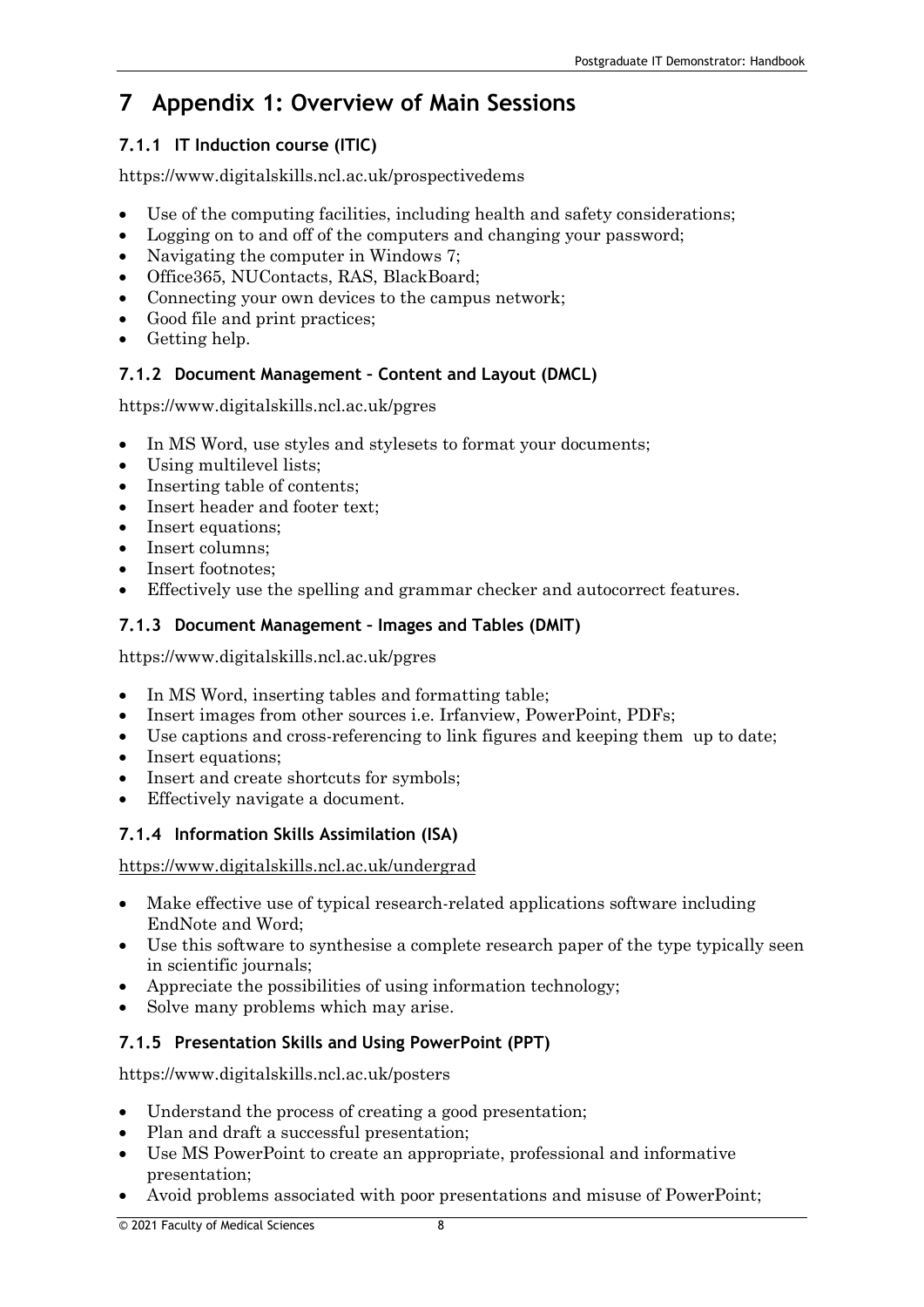# 7 Appendix 1: Overview of Main Sessions

### 7.1.1 IT Induction course (ITIC)

https://www.digitalskills.ncl.ac.uk/prospectivedems

- Use of the computing facilities, including health and safety considerations;
- Logging on to and off of the computers and changing your password;
- Navigating the computer in Windows 7;
- Office365, NUContacts, RAS, BlackBoard;
- Connecting your own devices to the campus network;
- Good file and print practices;
- Getting help.

### 7.1.2 Document Management – Content and Layout (DMCL)

https://www.digitalskills.ncl.ac.uk/pgres

- In MS Word, use styles and stylesets to format your documents;
- Using multilevel lists;
- Inserting table of contents;
- Insert header and footer text;
- Insert equations;
- Insert columns;
- Insert footnotes;
- Effectively use the spelling and grammar checker and autocorrect features.

### 7.1.3 Document Management – Images and Tables (DMIT)

https://www.digitalskills.ncl.ac.uk/pgres

- In MS Word, inserting tables and formatting table;
- Insert images from other sources i.e. Irfanview, PowerPoint, PDFs;
- Use captions and cross-referencing to link figures and keeping them up to date;
- Insert equations;
- Insert and create shortcuts for symbols;
- Effectively navigate a document.

### 7.1.4 Information Skills Assimilation (ISA)

https://www.digitalskills.ncl.ac.uk/undergrad

- Make effective use of typical research-related applications software including EndNote and Word;
- Use this software to synthesise a complete research paper of the type typically seen in scientific journals;
- Appreciate the possibilities of using information technology;
- Solve many problems which may arise.

### 7.1.5 Presentation Skills and Using PowerPoint (PPT)

https://www.digitalskills.ncl.ac.uk/posters

- Understand the process of creating a good presentation;
- Plan and draft a successful presentation;
- Use MS PowerPoint to create an appropriate, professional and informative presentation;
- Avoid problems associated with poor presentations and misuse of PowerPoint;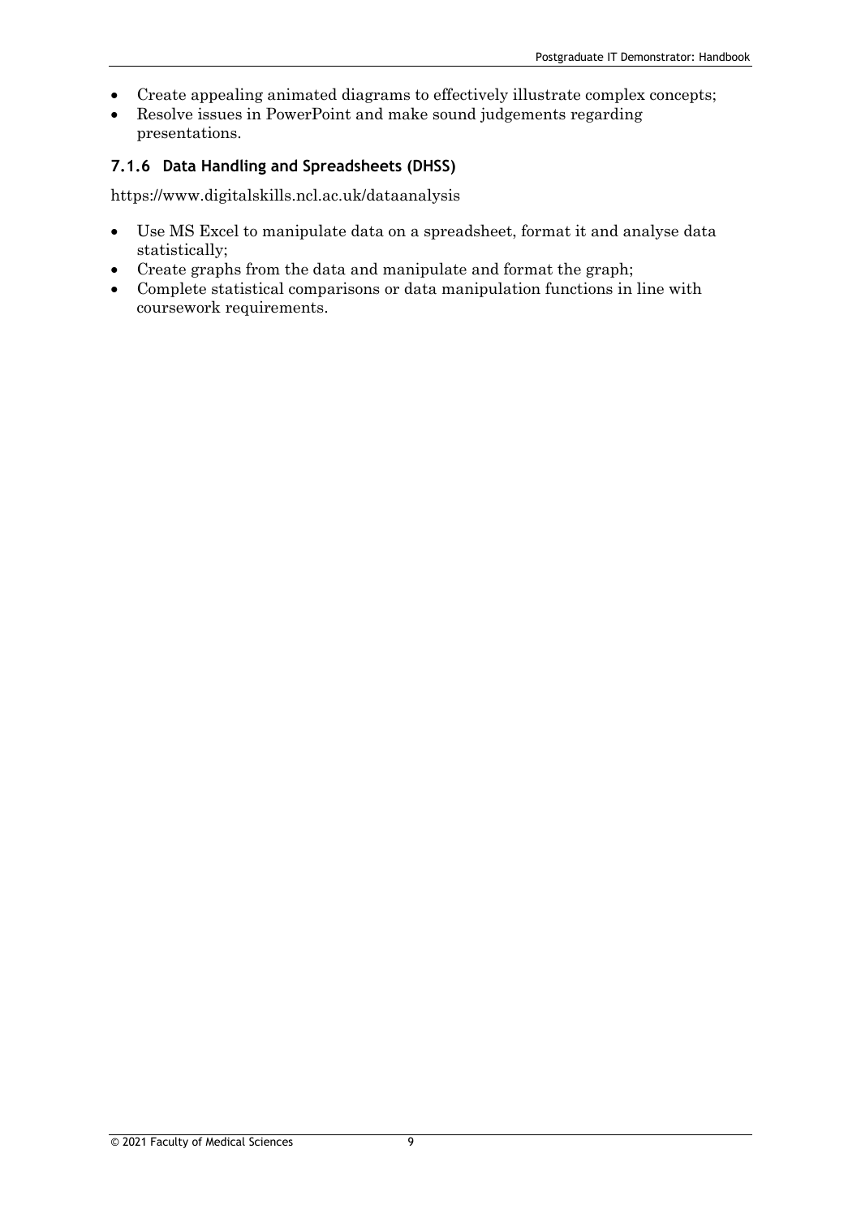- Create appealing animated diagrams to effectively illustrate complex concepts;
- Resolve issues in PowerPoint and make sound judgements regarding presentations.

### 7.1.6 Data Handling and Spreadsheets (DHSS)

https://www.digitalskills.ncl.ac.uk/dataanalysis

- Use MS Excel to manipulate data on a spreadsheet, format it and analyse data statistically;
- Create graphs from the data and manipulate and format the graph;
- Complete statistical comparisons or data manipulation functions in line with coursework requirements.